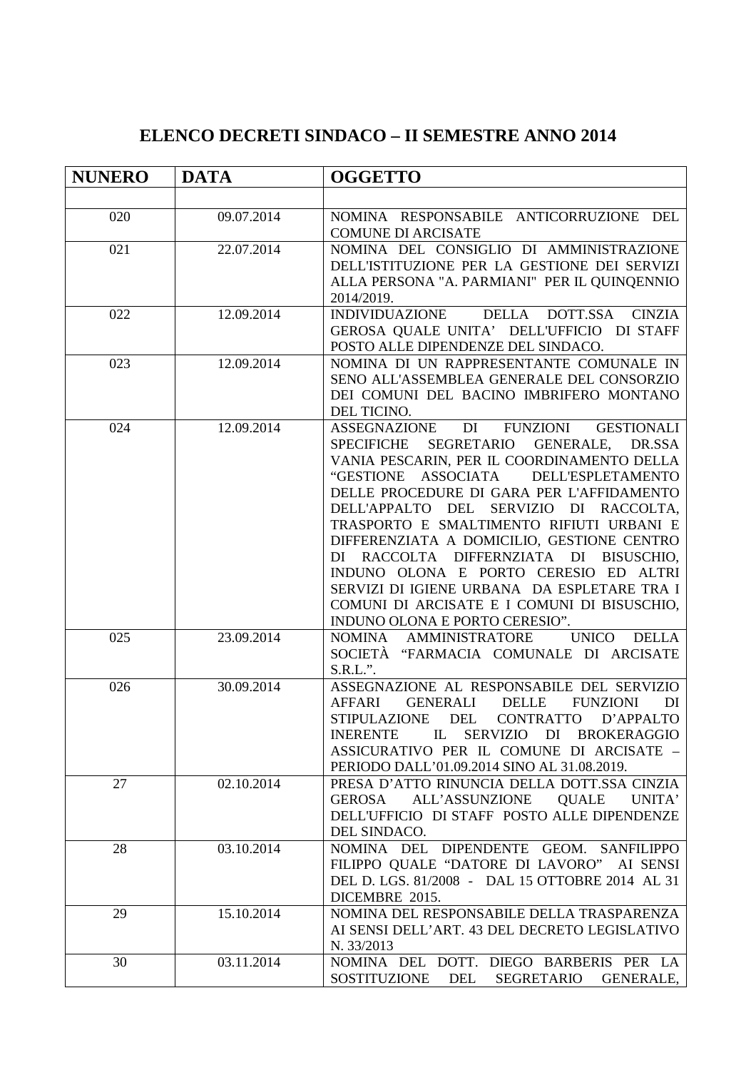# ELENCO DECRETI SINDACO – II SEMESTRE ANNO 2014

| NUNERO | DATA | OGGETTO |
|---|---|---|
| | | |
| 020 | 09.07.2014 | NOMINA RESPONSABILE ANTICORRUZIONE DEL COMUNE DI ARCISATE |
| 021 | 22.07.2014 | NOMINA DEL CONSIGLIO DI AMMINISTRAZIONE DELL'ISTITUZIONE PER LA GESTIONE DEI SERVIZI ALLA PERSONA "A. PARMIANI" PER IL QUINQENNIO 2014/2019. |
| 022 | 12.09.2014 | INDIVIDUAZIONE DELLA DOTT.SSA CINZIA GEROSA QUALE UNITA' DELL'UFFICIO DI STAFF POSTO ALLE DIPENDENZE DEL SINDACO. |
| 023 | 12.09.2014 | NOMINA DI UN RAPPRESENTANTE COMUNALE IN SENO ALL'ASSEMBLEA GENERALE DEL CONSORZIO DEI COMUNI DEL BACINO IMBRIFERO MONTANO DEL TICINO. |
| 024 | 12.09.2014 | ASSEGNAZIONE DI FUNZIONI GESTIONALI SPECIFICHE SEGRETARIO GENERALE, DR.SSA VANIA PESCARIN, PER IL COORDINAMENTO DELLA "GESTIONE ASSOCIATA DELL'ESPLETAMENTO DELLE PROCEDURE DI GARA PER L'AFFIDAMENTO DELL'APPALTO DEL SERVIZIO DI RACCOLTA, TRASPORTO E SMALTIMENTO RIFIUTI URBANI E DIFFERENZIATA A DOMICILIO, GESTIONE CENTRO DI RACCOLTA DIFFERNZIATA DI BISUSCHIO, INDUNO OLONA E PORTO CERESIO ED ALTRI SERVIZI DI IGIENE URBANA DA ESPLETARE TRA I COMUNI DI ARCISATE E I COMUNI DI BISUSCHIO, INDUNO OLONA E PORTO CERESIO". |
| 025 | 23.09.2014 | NOMINA AMMINISTRATORE UNICO DELLA SOCIETÀ "FARMACIA COMUNALE DI ARCISATE S.R.L.". |
| 026 | 30.09.2014 | ASSEGNAZIONE AL RESPONSABILE DEL SERVIZIO AFFARI GENERALI DELLE FUNZIONI DI STIPULAZIONE DEL CONTRATTO D'APPALTO INERENTE IL SERVIZIO DI BROKERAGGIO ASSICURATIVO PER IL COMUNE DI ARCISATE – PERIODO DALL'01.09.2014 SINO AL 31.08.2019. |
| 27 | 02.10.2014 | PRESA D'ATTO RINUNCIA DELLA DOTT.SSA CINZIA GEROSA ALL'ASSUNZIONE QUALE UNITA' DELL'UFFICIO DI STAFF POSTO ALLE DIPENDENZE DEL SINDACO. |
| 28 | 03.10.2014 | NOMINA DEL DIPENDENTE GEOM. SANFILIPPO FILIPPO QUALE "DATORE DI LAVORO" AI SENSI DEL D. LGS. 81/2008 - DAL 15 OTTOBRE 2014 AL 31 DICEMBRE 2015. |
| 29 | 15.10.2014 | NOMINA DEL RESPONSABILE DELLA TRASPARENZA AI SENSI DELL'ART. 43 DEL DECRETO LEGISLATIVO N. 33/2013 |
| 30 | 03.11.2014 | NOMINA DEL DOTT. DIEGO BARBERIS PER LA SOSTITUZIONE DEL SEGRETARIO GENERALE, |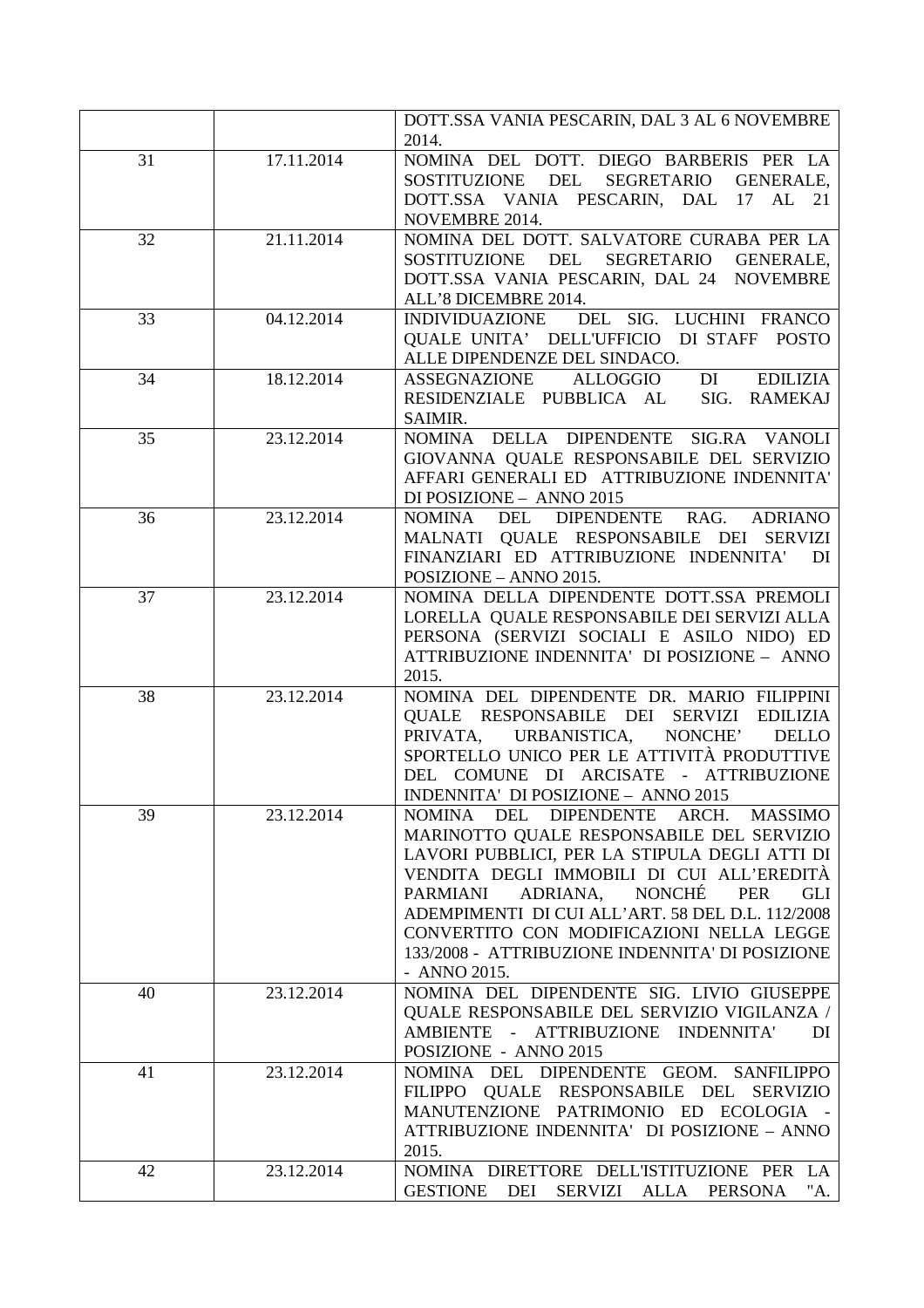| | | |
|---|---|---|
| | | DOTT.SSA VANIA PESCARIN, DAL 3 AL 6 NOVEMBRE 2014. |
| 31 | 17.11.2014 | NOMINA DEL DOTT. DIEGO BARBERIS PER LA SOSTITUZIONE DEL SEGRETARIO GENERALE, DOTT.SSA VANIA PESCARIN, DAL 17 AL 21 NOVEMBRE 2014. |
| 32 | 21.11.2014 | NOMINA DEL DOTT. SALVATORE CURABA PER LA SOSTITUZIONE DEL SEGRETARIO GENERALE, DOTT.SSA VANIA PESCARIN, DAL 24 NOVEMBRE ALL'8 DICEMBRE 2014. |
| 33 | 04.12.2014 | INDIVIDUAZIONE DEL SIG. LUCHINI FRANCO QUALE UNITA' DELL'UFFICIO DI STAFF POSTO ALLE DIPENDENZE DEL SINDACO. |
| 34 | 18.12.2014 | ASSEGNAZIONE ALLOGGIO DI EDILIZIA RESIDENZIALE PUBBLICA AL SIG. RAMEKAJ SAIMIR. |
| 35 | 23.12.2014 | NOMINA DELLA DIPENDENTE SIG.RA VANOLI GIOVANNA QUALE RESPONSABILE DEL SERVIZIO AFFARI GENERALI ED ATTRIBUZIONE INDENNITA' DI POSIZIONE – ANNO 2015 |
| 36 | 23.12.2014 | NOMINA DEL DIPENDENTE RAG. ADRIANO MALNATI QUALE RESPONSABILE DEI SERVIZI FINANZIARI ED ATTRIBUZIONE INDENNITA' DI POSIZIONE – ANNO 2015. |
| 37 | 23.12.2014 | NOMINA DELLA DIPENDENTE DOTT.SSA PREMOLI LORELLA QUALE RESPONSABILE DEI SERVIZI ALLA PERSONA (SERVIZI SOCIALI E ASILO NIDO) ED ATTRIBUZIONE INDENNITA' DI POSIZIONE – ANNO 2015. |
| 38 | 23.12.2014 | NOMINA DEL DIPENDENTE DR. MARIO FILIPPINI QUALE RESPONSABILE DEI SERVIZI EDILIZIA PRIVATA, URBANISTICA, NONCHE' DELLO SPORTELLO UNICO PER LE ATTIVITÀ PRODUTTIVE DEL COMUNE DI ARCISATE - ATTRIBUZIONE INDENNITA' DI POSIZIONE – ANNO 2015 |
| 39 | 23.12.2014 | NOMINA DEL DIPENDENTE ARCH. MASSIMO MARINOTTO QUALE RESPONSABILE DEL SERVIZIO LAVORI PUBBLICI, PER LA STIPULA DEGLI ATTI DI VENDITA DEGLI IMMOBILI DI CUI ALL'EREDITÀ PARMIANI ADRIANA, NONCHÉ PER GLI ADEMPIMENTI DI CUI ALL'ART. 58 DEL D.L. 112/2008 CONVERTITO CON MODIFICAZIONI NELLA LEGGE 133/2008 - ATTRIBUZIONE INDENNITA' DI POSIZIONE - ANNO 2015. |
| 40 | 23.12.2014 | NOMINA DEL DIPENDENTE SIG. LIVIO GIUSEPPE QUALE RESPONSABILE DEL SERVIZIO VIGILANZA / AMBIENTE - ATTRIBUZIONE INDENNITA' DI POSIZIONE - ANNO 2015 |
| 41 | 23.12.2014 | NOMINA DEL DIPENDENTE GEOM. SANFILIPPO FILIPPO QUALE RESPONSABILE DEL SERVIZIO MANUTENZIONE PATRIMONIO ED ECOLOGIA - ATTRIBUZIONE INDENNITA' DI POSIZIONE – ANNO 2015. |
| 42 | 23.12.2014 | NOMINA DIRETTORE DELL'ISTITUZIONE PER LA GESTIONE DEI SERVIZI ALLA PERSONA "A. |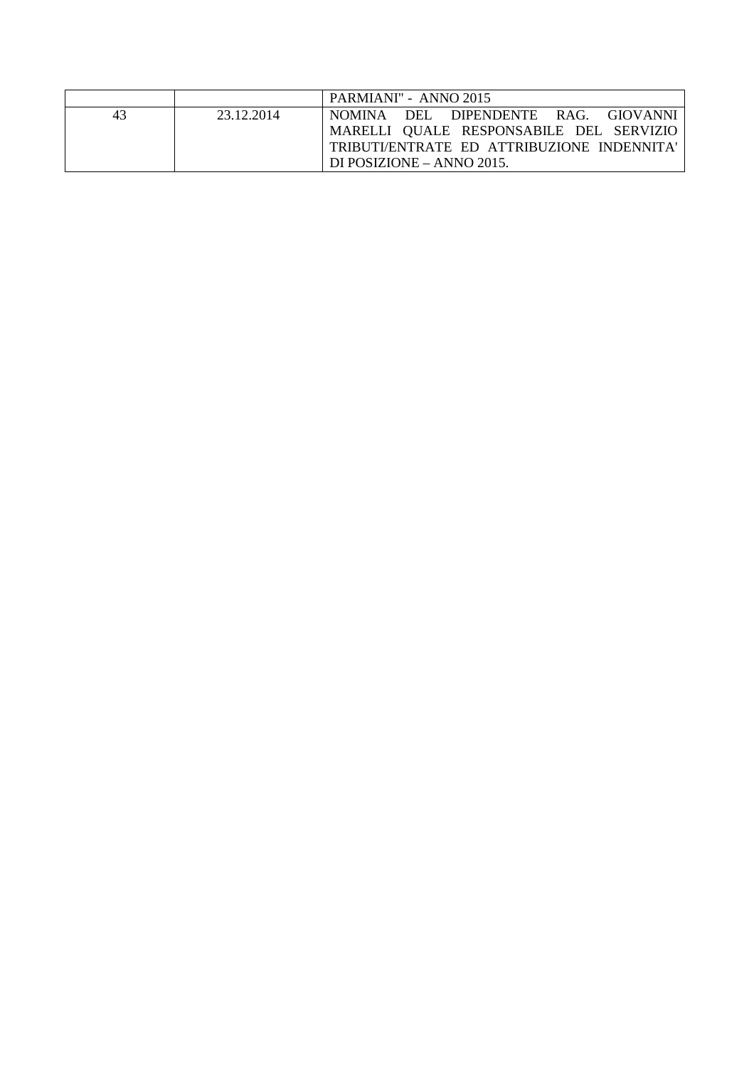| | | |
|---|---|---|
| | | PARMIANI" - ANNO 2015 |
| 43 | 23.12.2014 | NOMINA DEL DIPENDENTE RAG. GIOVANNI MARELLI QUALE RESPONSABILE DEL SERVIZIO TRIBUTI/ENTRATE ED ATTRIBUZIONE INDENNITA' DI POSIZIONE – ANNO 2015. |